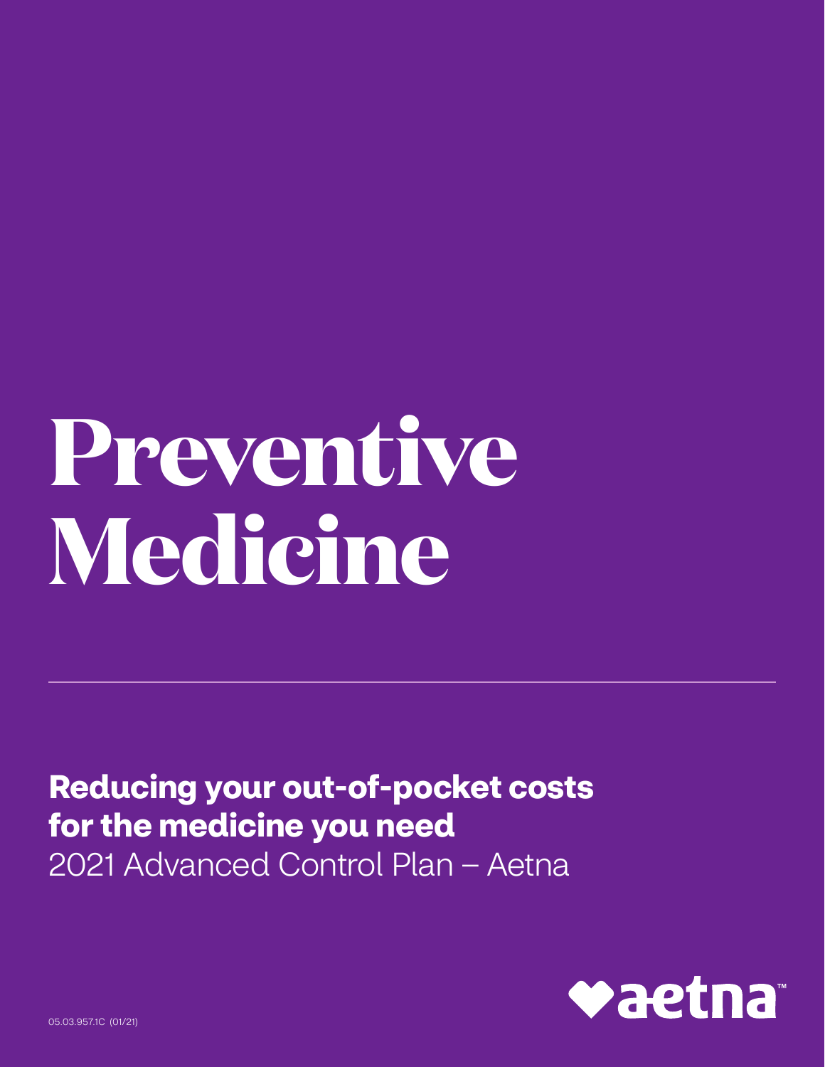# Preventive Medicine

**Reducing your out-of-pocket costs for the medicine you need**

2021 Advanced Control Plan – Aetna

05.03.957.1C (01/21)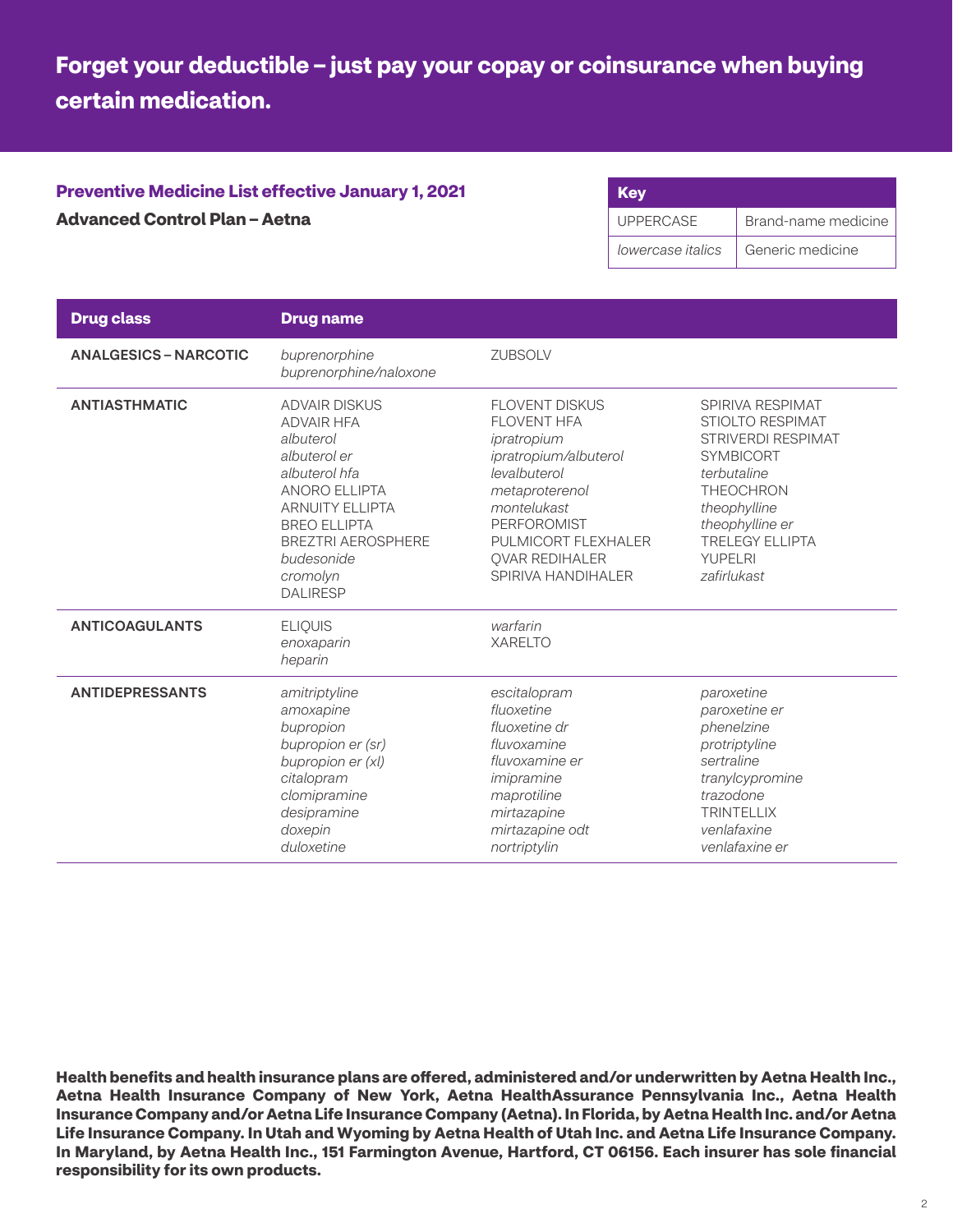# Forget your deductible – just pay your copay or coinsurance when buying certain medication.

## Preventive Medicine List effective January 1, 2021

**Advanced Control Plan – Aetna**

| Key | |
|---|---|
| UPPERCASE | Brand-name medicine |
| *lowercase italics* | Generic medicine |

| Drug class | Drug name | | |
|---|---|---|---|
| ANALGESICS – NARCOTIC | *buprenorphine*<br>*buprenorphine/naloxone* | ZUBSOLV | |
| ANTIASTHMATIC | ADVAIR DISKUS<br>ADVAIR HFA<br>*albuterol*<br>*albuterol er*<br>*albuterol hfa*<br>ANORO ELLIPTA<br>ARNUITY ELLIPTA<br>BREO ELLIPTA<br>BREZTRI AEROSPHERE<br>*budesonide*<br>*cromolyn*<br>DALIRESP | FLOVENT DISKUS<br>FLOVENT HFA<br>*ipratropium*<br>*ipratropium/albuterol*<br>*levalbuterol*<br>*metaproterenol*<br>*montelukast*<br>PERFOROMIST<br>PULMICORT FLEXHALER<br>QVAR REDIHALER<br>SPIRIVA HANDIHALER | SPIRIVA RESPIMAT<br>STIOLTO RESPIMAT<br>STRIVERDI RESPIMAT<br>SYMBICORT<br>*terbutaline*<br>THEOCHRON<br>*theophylline*<br>*theophylline er*<br>TRELEGY ELLIPTA<br>YUPELRI<br>*zafirlukast* |
| ANTICOAGULANTS | ELIQUIS<br>*enoxaparin*<br>*heparin* | *warfarin*<br>XARELTO | |
| ANTIDEPRESSANTS | *amitriptyline*<br>*amoxapine*<br>*bupropion*<br>*bupropion er (sr)*<br>*bupropion er (xl)*<br>*citalopram*<br>*clomipramine*<br>*desipramine*<br>*doxepin*<br>*duloxetine* | *escitalopram*<br>*fluoxetine*<br>*fluoxetine dr*<br>*fluvoxamine*<br>*fluvoxamine er*<br>*imipramine*<br>*maprotiline*<br>*mirtazapine*<br>*mirtazapine odt*<br>*nortriptylin* | *paroxetine*<br>*paroxetine er*<br>*phenelzine*<br>*protriptyline*<br>*sertraline*<br>*tranylcypromine*<br>*trazodone*<br>TRINTELLIX<br>*venlafaxine*<br>*venlafaxine er* |

**Health benefits and health insurance plans are offered, administered and/or underwritten by Aetna Health Inc., Aetna Health Insurance Company of New York, Aetna HealthAssurance Pennsylvania Inc., Aetna Health Insurance Company and/or Aetna Life Insurance Company (Aetna). In Florida, by Aetna Health Inc. and/or Aetna Life Insurance Company. In Utah and Wyoming by Aetna Health of Utah Inc. and Aetna Life Insurance Company. In Maryland, by Aetna Health Inc., 151 Farmington Avenue, Hartford, CT 06156. Each insurer has sole financial responsibility for its own products.**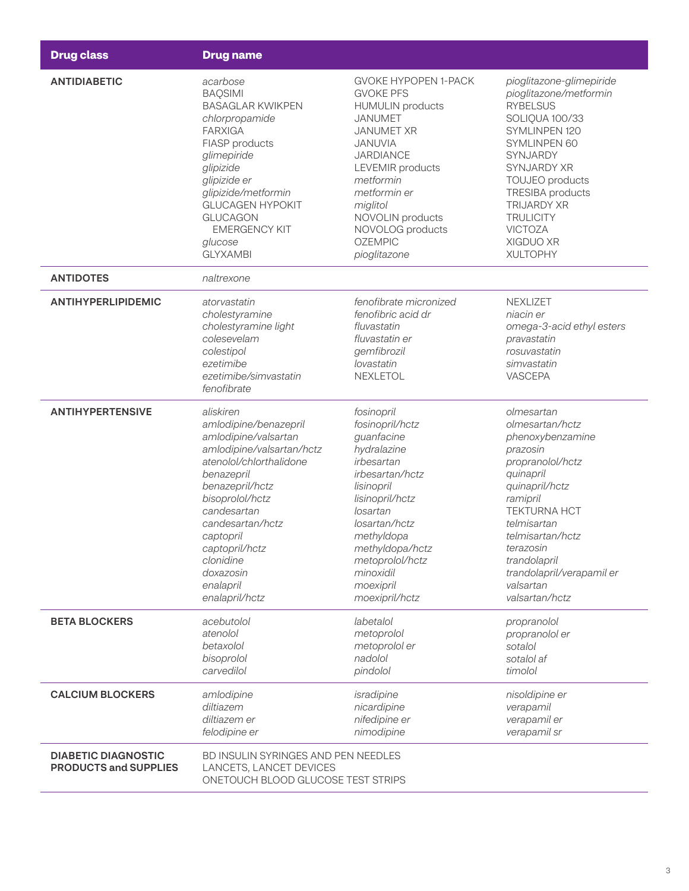| Drug class | Drug name | | |
|---|---|---|---|
| **ANTIDIABETIC** | *acarbose*<br>BAQSIMI<br>BASAGLAR KWIKPEN<br>*chlorpropamide*<br>FARXIGA<br>FIASP products<br>*glimepiride*<br>*glipizide*<br>*glipizide er*<br>*glipizide/metformin*<br>GLUCAGEN HYPOKIT<br>GLUCAGON EMERGENCY KIT<br>*glucose*<br>GLYXAMBI | GVOKE HYPOPEN 1-PACK<br>GVOKE PFS<br>HUMULIN products<br>JANUMET<br>JANUMET XR<br>JANUVIA<br>JARDIANCE<br>LEVEMIR products<br>*metformin*<br>*metformin er*<br>*miglitol*<br>NOVOLIN products<br>NOVOLOG products<br>OZEMPIC<br>*pioglitazone* | *pioglitazone-glimepiride*<br>*pioglitazone/metformin*<br>RYBELSUS<br>SOLIQUA 100/33<br>SYMLINPEN 120<br>SYMLINPEN 60<br>SYNJARDY<br>SYNJARDY XR<br>TOUJEO products<br>TRESIBA products<br>TRIJARDY XR<br>TRULICITY<br>VICTOZA<br>XIGDUO XR<br>XULTOPHY |
| **ANTIDOTES** | *naltrexone* | | |
| **ANTIHYPERLIPIDEMIC** | *atorvastatin*<br>*cholestyramine*<br>*cholestyramine light*<br>*colesevelam*<br>*colestipol*<br>*ezetimibe*<br>*ezetimibe/simvastatin*<br>*fenofibrate* | *fenofibrate micronized*<br>*fenofibric acid dr*<br>*fluvastatin*<br>*fluvastatin er*<br>*gemfibrozil*<br>*lovastatin*<br>NEXLETOL | NEXLIZET<br>*niacin er*<br>*omega-3-acid ethyl esters*<br>*pravastatin*<br>*rosuvastatin*<br>*simvastatin*<br>VASCEPA |
| **ANTIHYPERTENSIVE** | *aliskiren*<br>*amlodipine/benazepril*<br>*amlodipine/valsartan*<br>*amlodipine/valsartan/hctz*<br>*atenolol/chlorthalidone*<br>*benazepril*<br>*benazepril/hctz*<br>*bisoprolol/hctz*<br>*candesartan*<br>*candesartan/hctz*<br>*captopril*<br>*captopril/hctz*<br>*clonidine*<br>*doxazosin*<br>*enalapril*<br>*enalapril/hctz* | *fosinopril*<br>*fosinopril/hctz*<br>*guanfacine*<br>*hydralazine*<br>*irbesartan*<br>*irbesartan/hctz*<br>*lisinopril*<br>*lisinopril/hctz*<br>*losartan*<br>*losartan/hctz*<br>*methyldopa*<br>*methyldopa/hctz*<br>*metoprolol/hctz*<br>*minoxidil*<br>*moexipril*<br>*moexipril/hctz* | *olmesartan*<br>*olmesartan/hctz*<br>*phenoxybenzamine*<br>*prazosin*<br>*propranolol/hctz*<br>*quinapril*<br>*quinapril/hctz*<br>*ramipril*<br>TEKTURNA HCT<br>*telmisartan*<br>*telmisartan/hctz*<br>*terazosin*<br>*trandolapril*<br>*trandolapril/verapamil er*<br>*valsartan*<br>*valsartan/hctz* |
| **BETA BLOCKERS** | *acebutolol*<br>*atenolol*<br>*betaxolol*<br>*bisoprolol*<br>*carvedilol* | *labetalol*<br>*metoprolol*<br>*metoprolol er*<br>*nadolol*<br>*pindolol* | *propranolol*<br>*propranolol er*<br>*sotalol*<br>*sotalol af*<br>*timolol* |
| **CALCIUM BLOCKERS** | *amlodipine*<br>*diltiazem*<br>*diltiazem er*<br>*felodipine er* | *isradipine*<br>*nicardipine*<br>*nifedipine er*<br>*nimodipine* | *nisoldipine er*<br>*verapamil*<br>*verapamil er*<br>*verapamil sr* |
| **DIABETIC DIAGNOSTIC PRODUCTS and SUPPLIES** | BD INSULIN SYRINGES AND PEN NEEDLES<br>LANCETS, LANCET DEVICES<br>ONETOUCH BLOOD GLUCOSE TEST STRIPS | | |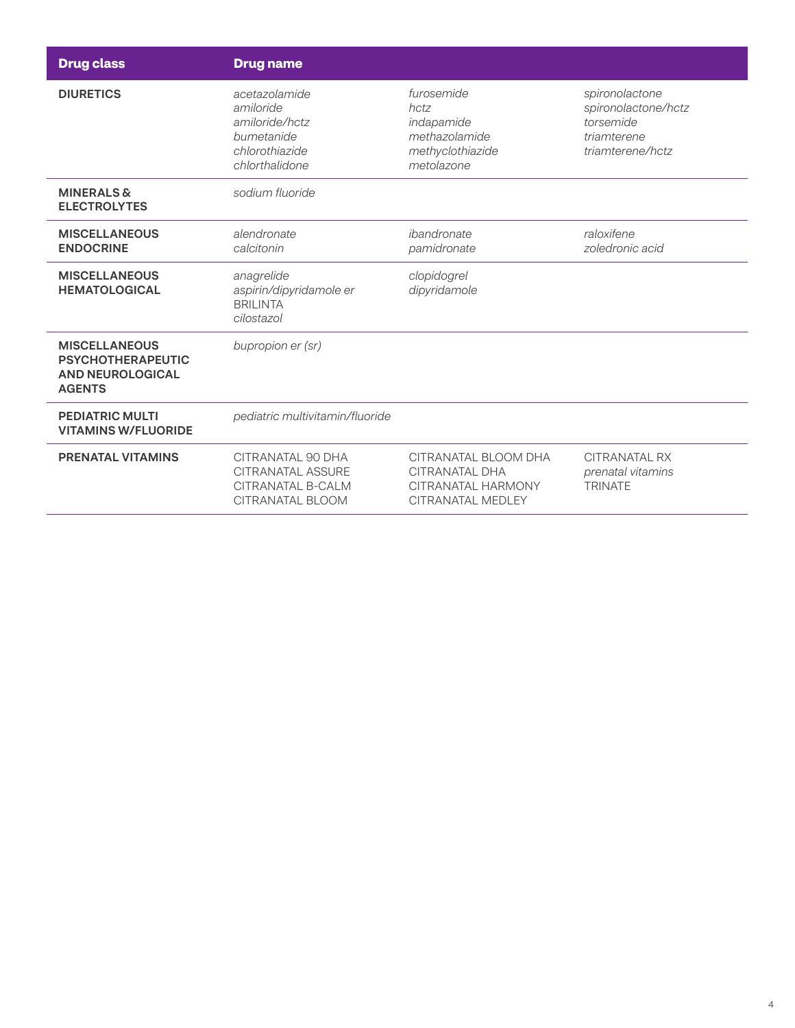| Drug class | Drug name | | |
|---|---|---|---|
| **DIURETICS** | *acetazolamide*<br>*amiloride*<br>*amiloride/hctz*<br>*bumetanide*<br>*chlorothiazide*<br>*chlorthalidone* | *furosemide*<br>*hctz*<br>*indapamide*<br>*methazolamide*<br>*methyclothiazide*<br>*metolazone* | *spironolactone*<br>*spironolactone/hctz*<br>*torsemide*<br>*triamterene*<br>*triamterene/hctz* |
| **MINERALS & ELECTROLYTES** | *sodium fluoride* | | |
| **MISCELLANEOUS ENDOCRINE** | *alendronate*<br>*calcitonin* | *ibandronate*<br>*pamidronate* | *raloxifene*<br>*zoledronic acid* |
| **MISCELLANEOUS HEMATOLOGICAL** | *anagrelide*<br>*aspirin/dipyridamole er*<br>BRILINTA<br>*cilostazol* | *clopidogrel*<br>*dipyridamole* | |
| **MISCELLANEOUS PSYCHOTHERAPEUTIC AND NEUROLOGICAL AGENTS** | *bupropion er (sr)* | | |
| **PEDIATRIC MULTI VITAMINS W/FLUORIDE** | *pediatric multivitamin/fluoride* | | |
| **PRENATAL VITAMINS** | CITRANATAL 90 DHA<br>CITRANATAL ASSURE<br>CITRANATAL B-CALM<br>CITRANATAL BLOOM | CITRANATAL BLOOM DHA<br>CITRANATAL DHA<br>CITRANATAL HARMONY<br>CITRANATAL MEDLEY | CITRANATAL RX<br>*prenatal vitamins*<br>TRINATE |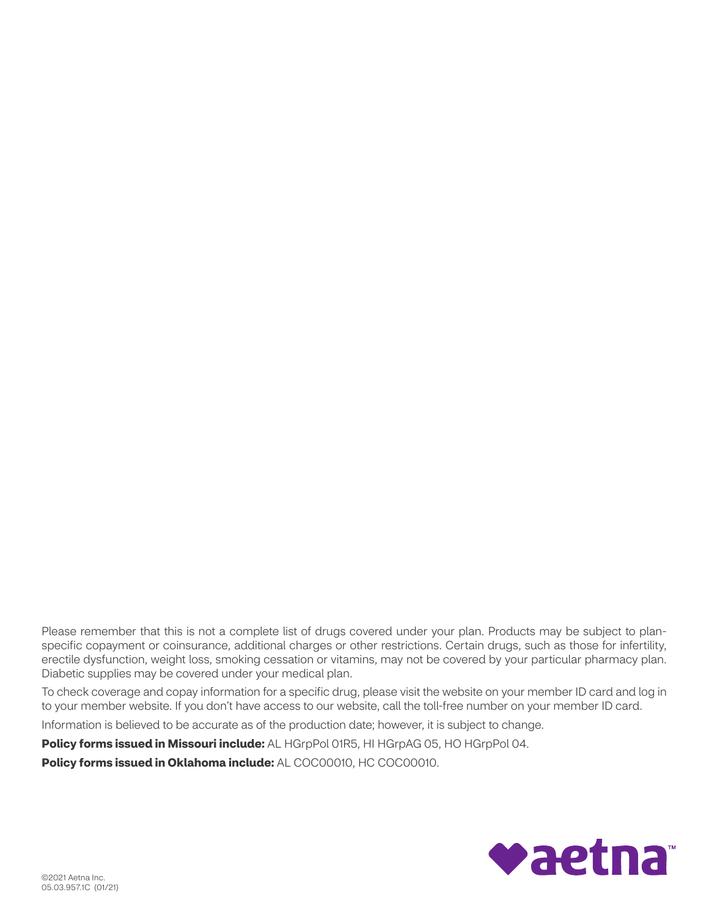Please remember that this is not a complete list of drugs covered under your plan. Products may be subject to plan-specific copayment or coinsurance, additional charges or other restrictions. Certain drugs, such as those for infertility, erectile dysfunction, weight loss, smoking cessation or vitamins, may not be covered by your particular pharmacy plan. Diabetic supplies may be covered under your medical plan.

To check coverage and copay information for a specific drug, please visit the website on your member ID card and log in to your member website. If you don't have access to our website, call the toll-free number on your member ID card.

Information is believed to be accurate as of the production date; however, it is subject to change.

**Policy forms issued in Missouri include:** AL HGrpPol 01R5, HI HGrpAG 05, HO HGrpPol 04.

**Policy forms issued in Oklahoma include:** AL COC00010, HC COC00010.

©2021 Aetna Inc.
05.03.957.1C (01/21)